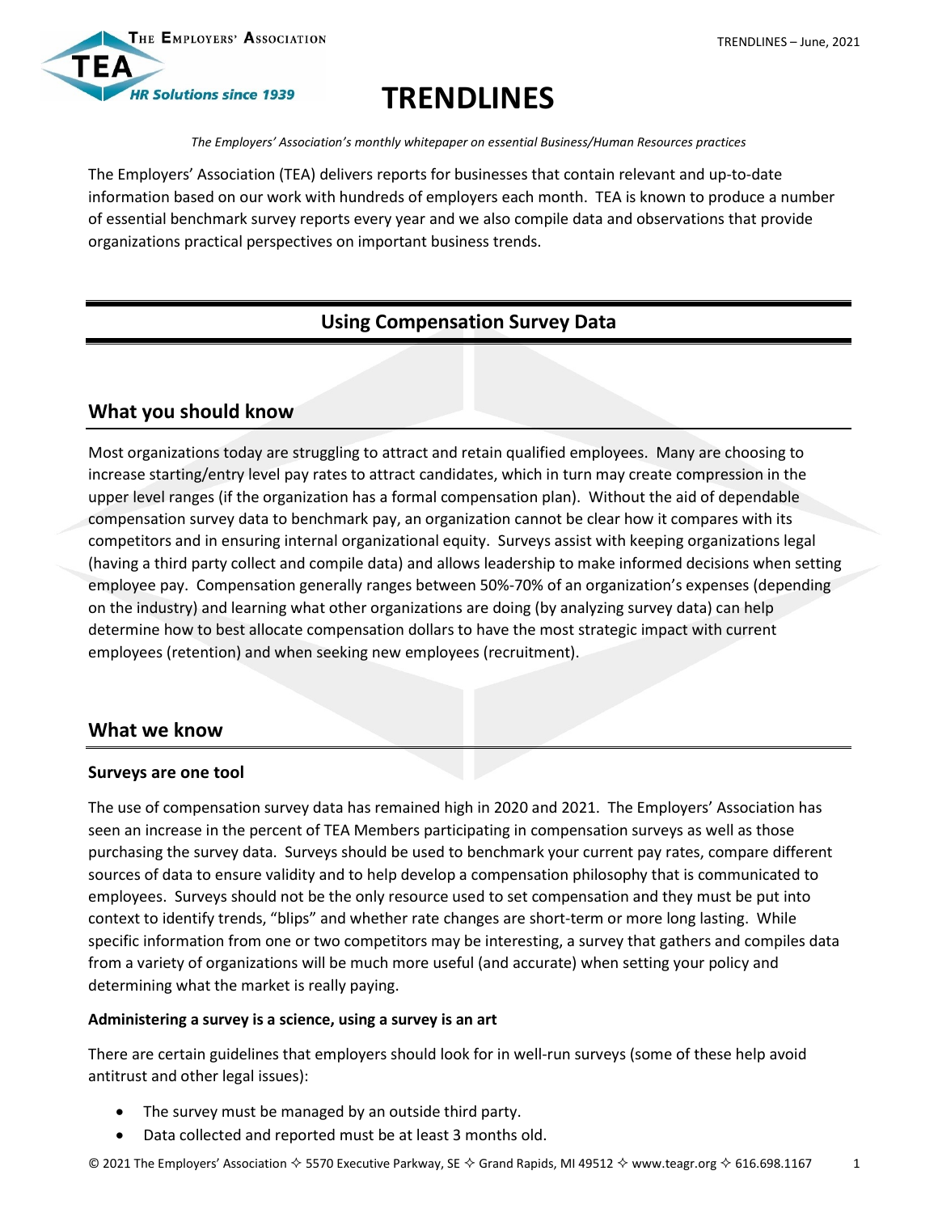# TRENDLINES

*The Employers' Association's monthly whitepaper on essential Business/Human Resources practices*

The Employers' Association (TEA) delivers reports for businesses that contain relevant and up-to-date information based on our work with hundreds of employers each month. TEA is known to produce a number of essential benchmark survey reports every year and we also compile data and observations that provide organizations practical perspectives on important business trends.

## Using Compensation Survey Data

### What you should know

Most organizations today are struggling to attract and retain qualified employees. Many are choosing to increase starting/entry level pay rates to attract candidates, which in turn may create compression in the upper level ranges (if the organization has a formal compensation plan). Without the aid of dependable compensation survey data to benchmark pay, an organization cannot be clear how it compares with its competitors and in ensuring internal organizational equity. Surveys assist with keeping organizations legal (having a third party collect and compile data) and allows leadership to make informed decisions when setting employee pay. Compensation generally ranges between 50%-70% of an organization's expenses (depending on the industry) and learning what other organizations are doing (by analyzing survey data) can help determine how to best allocate compensation dollars to have the most strategic impact with current employees (retention) and when seeking new employees (recruitment).

### What we know

**Surveys are one tool**

The use of compensation survey data has remained high in 2020 and 2021. The Employers' Association has seen an increase in the percent of TEA Members participating in compensation surveys as well as those purchasing the survey data. Surveys should be used to benchmark your current pay rates, compare different sources of data to ensure validity and to help develop a compensation philosophy that is communicated to employees. Surveys should not be the only resource used to set compensation and they must be put into context to identify trends, "blips" and whether rate changes are short-term or more long lasting. While specific information from one or two competitors may be interesting, a survey that gathers and compiles data from a variety of organizations will be much more useful (and accurate) when setting your policy and determining what the market is really paying.

**Administering a survey is a science, using a survey is an art**

There are certain guidelines that employers should look for in well-run surveys (some of these help avoid antitrust and other legal issues):

- The survey must be managed by an outside third party.
- Data collected and reported must be at least 3 months old.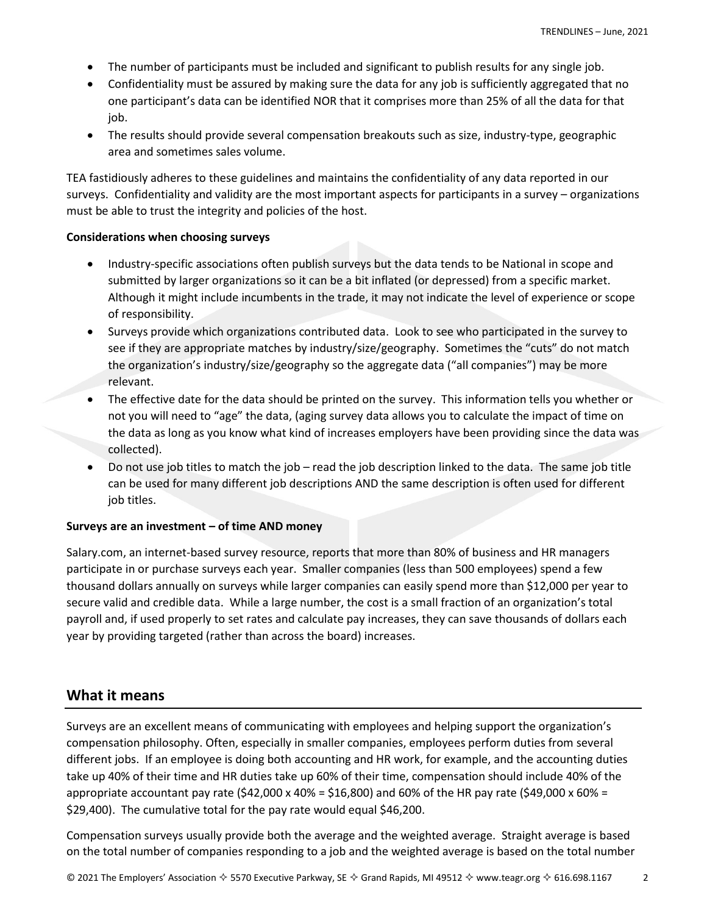- The number of participants must be included and significant to publish results for any single job.
- Confidentiality must be assured by making sure the data for any job is sufficiently aggregated that no one participant's data can be identified NOR that it comprises more than 25% of all the data for that job.
- The results should provide several compensation breakouts such as size, industry-type, geographic area and sometimes sales volume.

TEA fastidiously adheres to these guidelines and maintains the confidentiality of any data reported in our surveys. Confidentiality and validity are the most important aspects for participants in a survey – organizations must be able to trust the integrity and policies of the host.

**Considerations when choosing surveys**

- Industry-specific associations often publish surveys but the data tends to be National in scope and submitted by larger organizations so it can be a bit inflated (or depressed) from a specific market. Although it might include incumbents in the trade, it may not indicate the level of experience or scope of responsibility.
- Surveys provide which organizations contributed data. Look to see who participated in the survey to see if they are appropriate matches by industry/size/geography. Sometimes the "cuts" do not match the organization's industry/size/geography so the aggregate data ("all companies") may be more relevant.
- The effective date for the data should be printed on the survey. This information tells you whether or not you will need to "age" the data, (aging survey data allows you to calculate the impact of time on the data as long as you know what kind of increases employers have been providing since the data was collected).
- Do not use job titles to match the job – read the job description linked to the data. The same job title can be used for many different job descriptions AND the same description is often used for different job titles.

**Surveys are an investment – of time AND money**

Salary.com, an internet-based survey resource, reports that more than 80% of business and HR managers participate in or purchase surveys each year. Smaller companies (less than 500 employees) spend a few thousand dollars annually on surveys while larger companies can easily spend more than $12,000 per year to secure valid and credible data. While a large number, the cost is a small fraction of an organization's total payroll and, if used properly to set rates and calculate pay increases, they can save thousands of dollars each year by providing targeted (rather than across the board) increases.

## What it means

Surveys are an excellent means of communicating with employees and helping support the organization's compensation philosophy. Often, especially in smaller companies, employees perform duties from several different jobs. If an employee is doing both accounting and HR work, for example, and the accounting duties take up 40% of their time and HR duties take up 60% of their time, compensation should include 40% of the appropriate accountant pay rate ($42,000 x 40% = $16,800) and 60% of the HR pay rate ($49,000 x 60% = $29,400). The cumulative total for the pay rate would equal $46,200.

Compensation surveys usually provide both the average and the weighted average. Straight average is based on the total number of companies responding to a job and the weighted average is based on the total number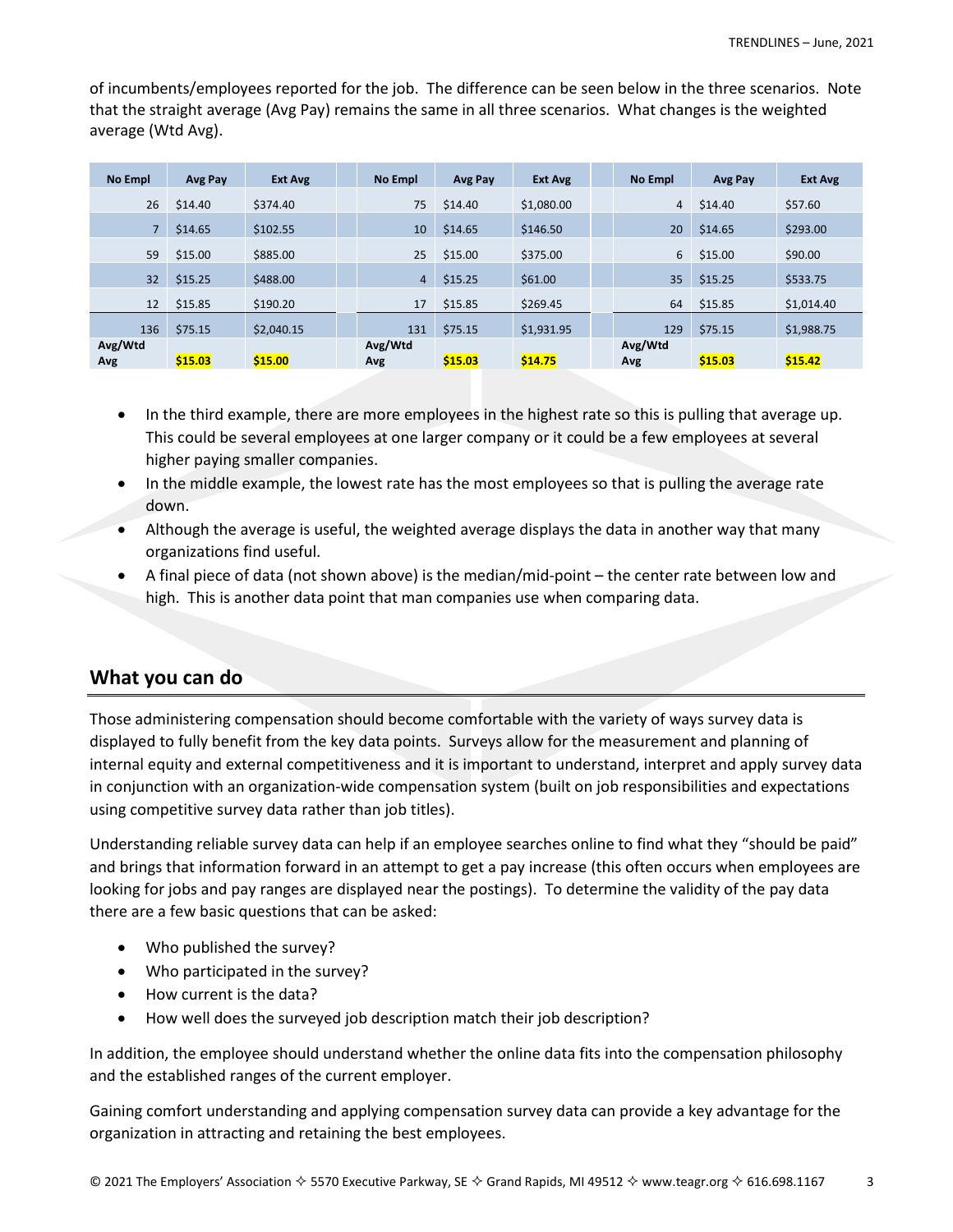of incumbents/employees reported for the job. The difference can be seen below in the three scenarios. Note that the straight average (Avg Pay) remains the same in all three scenarios. What changes is the weighted average (Wtd Avg).

| No Empl | Avg Pay | Ext Avg | | No Empl | Avg Pay | Ext Avg | | No Empl | Avg Pay | Ext Avg |
|---|---|---|---|---|---|---|---|---|---|---|
| 26 | $14.40 | $374.40 | | 75 | $14.40 | $1,080.00 | | 4 | $14.40 | $57.60 |
| 7 | $14.65 | $102.55 | | 10 | $14.65 | $146.50 | | 20 | $14.65 | $293.00 |
| 59 | $15.00 | $885.00 | | 25 | $15.00 | $375.00 | | 6 | $15.00 | $90.00 |
| 32 | $15.25 | $488.00 | | 4 | $15.25 | $61.00 | | 35 | $15.25 | $533.75 |
| 12 | $15.85 | $190.20 | | 17 | $15.85 | $269.45 | | 64 | $15.85 | $1,014.40 |
| 136 | $75.15 | $2,040.15 | | 131 | $75.15 | $1,931.95 | | 129 | $75.15 | $1,988.75 |
| Avg/Wtd Avg | **$15.03** | **$15.00** | | Avg/Wtd Avg | **$15.03** | **$14.75** | | Avg/Wtd Avg | **$15.03** | **$15.42** |

- In the third example, there are more employees in the highest rate so this is pulling that average up. This could be several employees at one larger company or it could be a few employees at several higher paying smaller companies.
- In the middle example, the lowest rate has the most employees so that is pulling the average rate down.
- Although the average is useful, the weighted average displays the data in another way that many organizations find useful.
- A final piece of data (not shown above) is the median/mid-point – the center rate between low and high. This is another data point that man companies use when comparing data.

## What you can do

Those administering compensation should become comfortable with the variety of ways survey data is displayed to fully benefit from the key data points. Surveys allow for the measurement and planning of internal equity and external competitiveness and it is important to understand, interpret and apply survey data in conjunction with an organization-wide compensation system (built on job responsibilities and expectations using competitive survey data rather than job titles).

Understanding reliable survey data can help if an employee searches online to find what they "should be paid" and brings that information forward in an attempt to get a pay increase (this often occurs when employees are looking for jobs and pay ranges are displayed near the postings). To determine the validity of the pay data there are a few basic questions that can be asked:

- Who published the survey?
- Who participated in the survey?
- How current is the data?
- How well does the surveyed job description match their job description?

In addition, the employee should understand whether the online data fits into the compensation philosophy and the established ranges of the current employer.

Gaining comfort understanding and applying compensation survey data can provide a key advantage for the organization in attracting and retaining the best employees.

© 2021 The Employers' Association ✧ 5570 Executive Parkway, SE ✧ Grand Rapids, MI 49512 ✧ www.teagr.org ✧ 616.698.1167